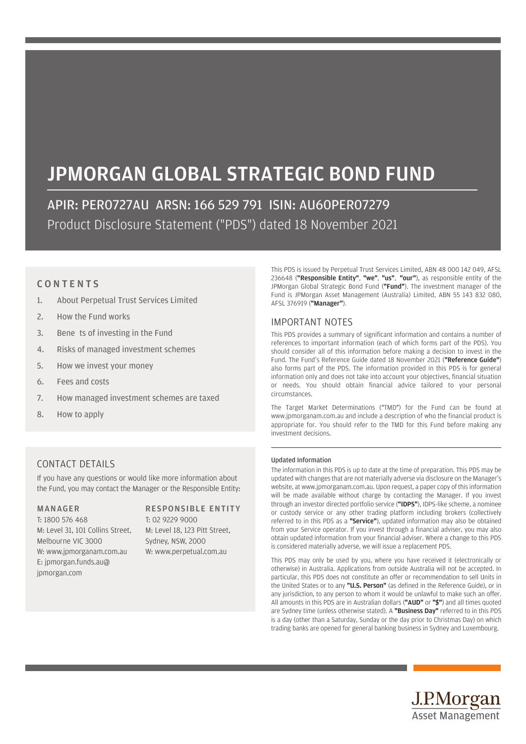# JPMORGAN GLOBAL STRATEGIC BOND FUND

## APIR: PER0727AU ARSN: 166 529 791 ISIN: AU60PER07279

Product Disclosure Statement ("PDS") dated 18 November 2021

## CONTENTS

1. About Perpetual Trust Services Limited
2. How the Fund works
3. Bene ts of investing in the Fund
4. Risks of managed investment schemes
5. How we invest your money
6. Fees and costs
7. How managed investment schemes are taxed
8. How to apply

## CONTACT DETAILS

If you have any questions or would like more information about the Fund, you may contact the Manager or the Responsible Entity:

**MANAGER**
T: 1800 576 468
M: Level 31, 101 Collins Street, Melbourne VIC 3000
W: www.jpmorganam.com.au
E: jpmorgan.funds.au@jpmorgan.com

**RESPONSIBLE ENTITY**
T: 02 9229 9000
M: Level 18, 123 Pitt Street, Sydney, NSW, 2000
W: www.perpetual.com.au

This PDS is issued by Perpetual Trust Services Limited, ABN 48 000 142 049, AFSL 236648 (**"Responsible Entity"**, **"we"**, **"us"**, **"our"**), as responsible entity of the JPMorgan Global Strategic Bond Fund (**"Fund"**). The investment manager of the Fund is JPMorgan Asset Management (Australia) Limited, ABN 55 143 832 080, AFSL 376919 (**"Manager"**).

## IMPORTANT NOTES

This PDS provides a summary of significant information and contains a number of references to important information (each of which forms part of the PDS). You should consider all of this information before making a decision to invest in the Fund. The Fund's Reference Guide dated 18 November 2021 (**"Reference Guide"**) also forms part of the PDS. The information provided in this PDS is for general information only and does not take into account your objectives, financial situation or needs. You should obtain financial advice tailored to your personal circumstances.

The Target Market Determinations ("TMD") for the Fund can be found at www.jpmorganam.com.au and include a description of who the financial product is appropriate for. You should refer to the TMD for this Fund before making any investment decisions.

### Updated Information

The information in this PDS is up to date at the time of preparation. This PDS may be updated with changes that are not materially adverse via disclosure on the Manager's website, at www.jpmorganam.com.au. Upon request, a paper copy of this information will be made available without charge by contacting the Manager. If you invest through an investor directed portfolio service (**"IDPS"**), IDPS-like scheme, a nominee or custody service or any other trading platform including brokers (collectively referred to in this PDS as a **"Service"**), updated information may also be obtained from your Service operator. If you invest through a financial adviser, you may also obtain updated information from your financial adviser. Where a change to this PDS is considered materially adverse, we will issue a replacement PDS.

This PDS may only be used by you, where you have received it (electronically or otherwise) in Australia. Applications from outside Australia will not be accepted. In particular, this PDS does not constitute an offer or recommendation to sell Units in the United States or to any **"U.S. Person"** (as defined in the Reference Guide), or in any jurisdiction, to any person to whom it would be unlawful to make such an offer. All amounts in this PDS are in Australian dollars (**"AUD"** or **"$"**) and all times quoted are Sydney time (unless otherwise stated). A **"Business Day"** referred to in this PDS is a day (other than a Saturday, Sunday or the day prior to Christmas Day) on which trading banks are opened for general banking business in Sydney and Luxembourg.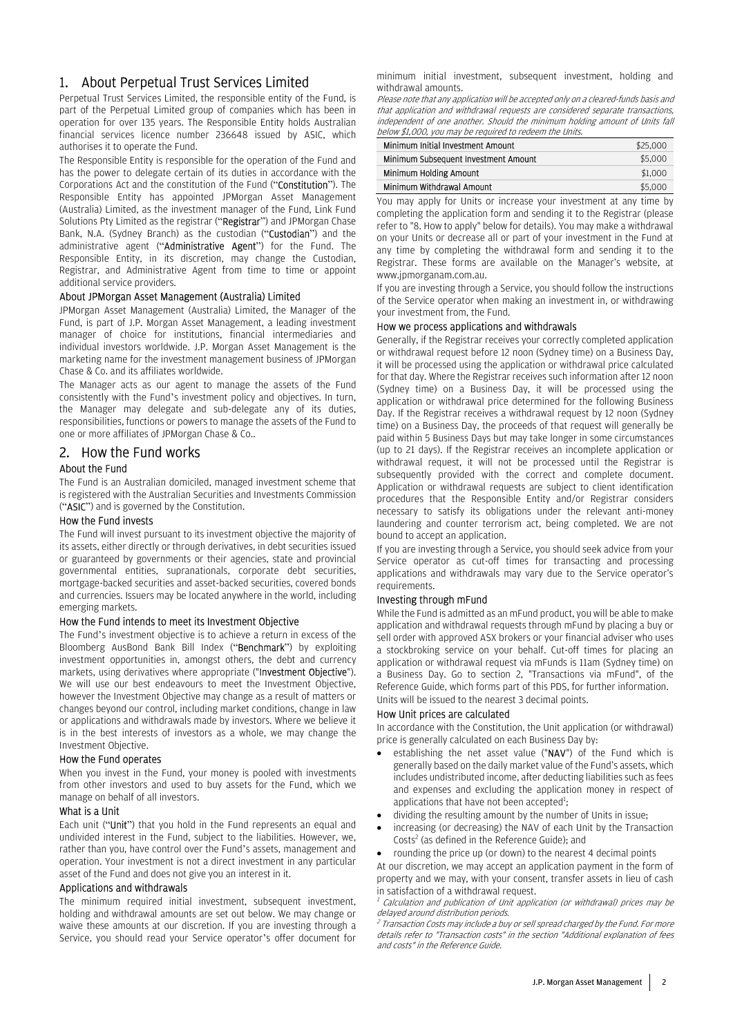## 1. About Perpetual Trust Services Limited

Perpetual Trust Services Limited, the responsible entity of the Fund, is part of the Perpetual Limited group of companies which has been in operation for over 135 years. The Responsible Entity holds Australian financial services licence number 236648 issued by ASIC, which authorises it to operate the Fund.

The Responsible Entity is responsible for the operation of the Fund and has the power to delegate certain of its duties in accordance with the Corporations Act and the constitution of the Fund ("**Constitution**"). The Responsible Entity has appointed JPMorgan Asset Management (Australia) Limited, as the investment manager of the Fund, Link Fund Solutions Pty Limited as the registrar ("**Registrar**") and JPMorgan Chase Bank, N.A. (Sydney Branch) as the custodian ("**Custodian**") and the administrative agent ("**Administrative Agent**") for the Fund. The Responsible Entity, in its discretion, may change the Custodian, Registrar, and Administrative Agent from time to time or appoint additional service providers.

### About JPMorgan Asset Management (Australia) Limited

JPMorgan Asset Management (Australia) Limited, the Manager of the Fund, is part of J.P. Morgan Asset Management, a leading investment manager of choice for institutions, financial intermediaries and individual investors worldwide. J.P. Morgan Asset Management is the marketing name for the investment management business of JPMorgan Chase & Co. and its affiliates worldwide.

The Manager acts as our agent to manage the assets of the Fund consistently with the Fund's investment policy and objectives. In turn, the Manager may delegate and sub-delegate any of its duties, responsibilities, functions or powers to manage the assets of the Fund to one or more affiliates of JPMorgan Chase & Co..

## 2. How the Fund works

### About the Fund

The Fund is an Australian domiciled, managed investment scheme that is registered with the Australian Securities and Investments Commission ("**ASIC**") and is governed by the Constitution.

### How the Fund invests

The Fund will invest pursuant to its investment objective the majority of its assets, either directly or through derivatives, in debt securities issued or guaranteed by governments or their agencies, state and provincial governmental entities, supranationals, corporate debt securities, mortgage-backed securities and asset-backed securities, covered bonds and currencies. Issuers may be located anywhere in the world, including emerging markets.

### How the Fund intends to meet its Investment Objective

The Fund's investment objective is to achieve a return in excess of the Bloomberg AusBond Bank Bill Index ("**Benchmark**") by exploiting investment opportunities in, amongst others, the debt and currency markets, using derivatives where appropriate ("**Investment Objective**"). We will use our best endeavours to meet the Investment Objective, however the Investment Objective may change as a result of matters or changes beyond our control, including market conditions, change in law or applications and withdrawals made by investors. Where we believe it is in the best interests of investors as a whole, we may change the Investment Objective.

### How the Fund operates

When you invest in the Fund, your money is pooled with investments from other investors and used to buy assets for the Fund, which we manage on behalf of all investors.

### What is a Unit

Each unit ("**Unit**") that you hold in the Fund represents an equal and undivided interest in the Fund, subject to the liabilities. However, we, rather than you, have control over the Fund's assets, management and operation. Your investment is not a direct investment in any particular asset of the Fund and does not give you an interest in it.

### Applications and withdrawals

The minimum required initial investment, subsequent investment, holding and withdrawal amounts are set out below. We may change or waive these amounts at our discretion. If you are investing through a Service, you should read your Service operator's offer document for minimum initial investment, subsequent investment, holding and withdrawal amounts.

*Please note that any application will be accepted only on a cleared-funds basis and that application and withdrawal requests are considered separate transactions, independent of one another. Should the minimum holding amount of Units fall below $1,000, you may be required to redeem the Units.*

| | |
|---|---|
| Minimum Initial Investment Amount | $25,000 |
| Minimum Subsequent Investment Amount | $5,000 |
| Minimum Holding Amount | $1,000 |
| Minimum Withdrawal Amount | $5,000 |

You may apply for Units or increase your investment at any time by completing the application form and sending it to the Registrar (please refer to "8. How to apply" below for details). You may make a withdrawal on your Units or decrease all or part of your investment in the Fund at any time by completing the withdrawal form and sending it to the Registrar. These forms are available on the Manager's website, at www.jpmorganam.com.au.

If you are investing through a Service, you should follow the instructions of the Service operator when making an investment in, or withdrawing your investment from, the Fund.

### How we process applications and withdrawals

Generally, if the Registrar receives your correctly completed application or withdrawal request before 12 noon (Sydney time) on a Business Day, it will be processed using the application or withdrawal price calculated for that day. Where the Registrar receives such information after 12 noon (Sydney time) on a Business Day, it will be processed using the application or withdrawal price determined for the following Business Day. If the Registrar receives a withdrawal request by 12 noon (Sydney time) on a Business Day, the proceeds of that request will generally be paid within 5 Business Days but may take longer in some circumstances (up to 21 days). If the Registrar receives an incomplete application or withdrawal request, it will not be processed until the Registrar is subsequently provided with the correct and complete document. Application or withdrawal requests are subject to client identification procedures that the Responsible Entity and/or Registrar considers necessary to satisfy its obligations under the relevant anti-money laundering and counter terrorism act, being completed. We are not bound to accept an application.

If you are investing through a Service, you should seek advice from your Service operator as cut-off times for transacting and processing applications and withdrawals may vary due to the Service operator's requirements.

### Investing through mFund

While the Fund is admitted as an mFund product, you will be able to make application and withdrawal requests through mFund by placing a buy or sell order with approved ASX brokers or your financial adviser who uses a stockbroking service on your behalf. Cut-off times for placing an application or withdrawal request via mFunds is 11am (Sydney time) on a Business Day. Go to section 2, "Transactions via mFund", of the Reference Guide, which forms part of this PDS, for further information.

Units will be issued to the nearest 3 decimal points.

### How Unit prices are calculated

In accordance with the Constitution, the Unit application (or withdrawal) price is generally calculated on each Business Day by:

- establishing the net asset value ("**NAV**") of the Fund which is generally based on the daily market value of the Fund's assets, which includes undistributed income, after deducting liabilities such as fees and expenses and excluding the application money in respect of applications that have not been accepted[1];
- dividing the resulting amount by the number of Units in issue;
- increasing (or decreasing) the NAV of each Unit by the Transaction Costs[2] (as defined in the Reference Guide); and
- rounding the price up (or down) to the nearest 4 decimal points

At our discretion, we may accept an application payment in the form of property and we may, with your consent, transfer assets in lieu of cash in satisfaction of a withdrawal request.

*[1] Calculation and publication of Unit application (or withdrawal) prices may be delayed around distribution periods.*

*[2] Transaction Costs may include a buy or sell spread charged by the Fund. For more details refer to "Transaction costs" in the section "Additional explanation of fees and costs" in the Reference Guide.*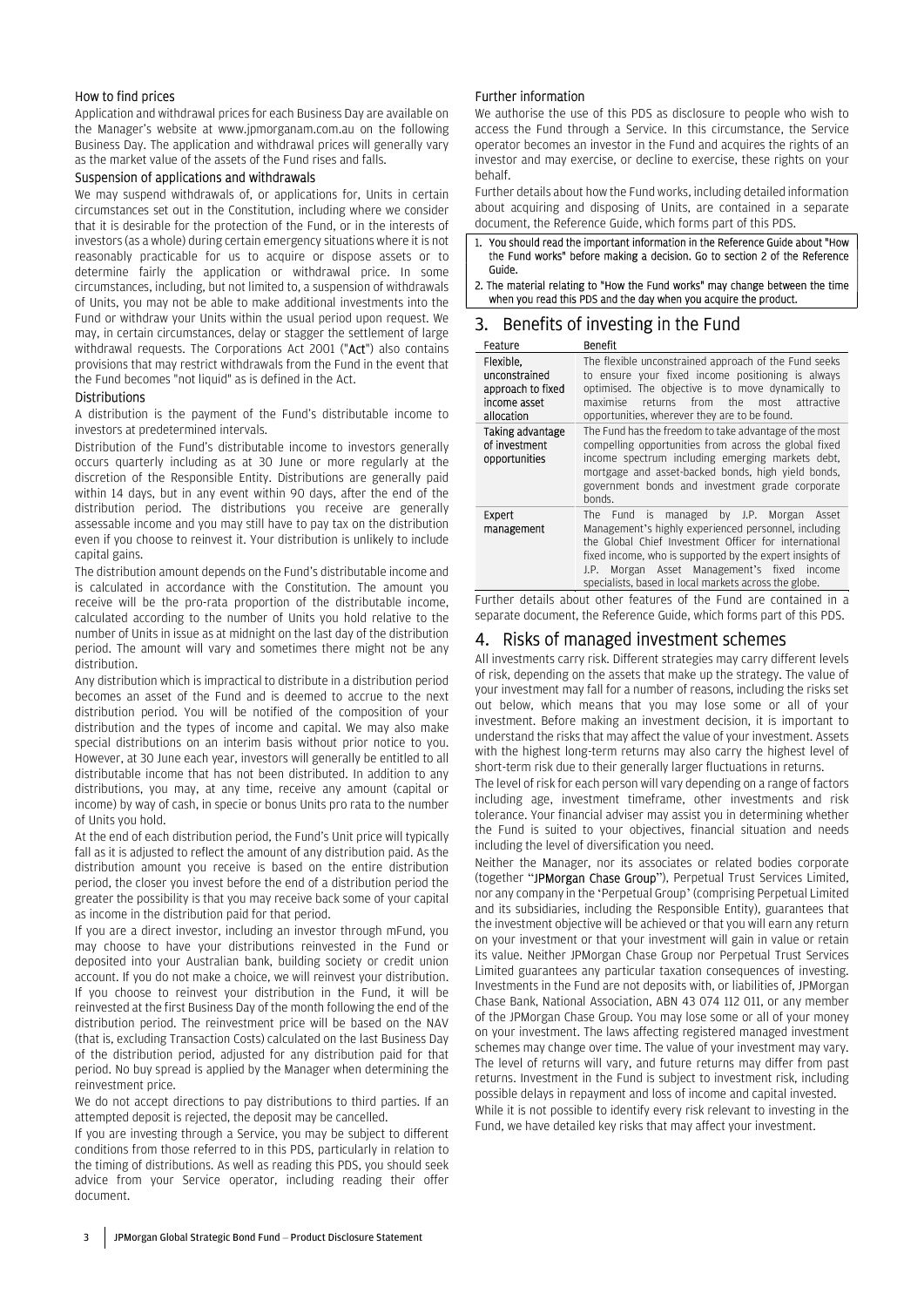### How to find prices

Application and withdrawal prices for each Business Day are available on the Manager's website at www.jpmorganam.com.au on the following Business Day. The application and withdrawal prices will generally vary as the market value of the assets of the Fund rises and falls.

### Suspension of applications and withdrawals

We may suspend withdrawals of, or applications for, Units in certain circumstances set out in the Constitution, including where we consider that it is desirable for the protection of the Fund, or in the interests of investors (as a whole) during certain emergency situations where it is not reasonably practicable for us to acquire or dispose assets or to determine fairly the application or withdrawal price. In some circumstances, including, but not limited to, a suspension of withdrawals of Units, you may not be able to make additional investments into the Fund or withdraw your Units within the usual period upon request. We may, in certain circumstances, delay or stagger the settlement of large withdrawal requests. The Corporations Act 2001 ("**Act**") also contains provisions that may restrict withdrawals from the Fund in the event that the Fund becomes "not liquid" as is defined in the Act.

### Distributions

A distribution is the payment of the Fund's distributable income to investors at predetermined intervals.

Distribution of the Fund's distributable income to investors generally occurs quarterly including as at 30 June or more regularly at the discretion of the Responsible Entity. Distributions are generally paid within 14 days, but in any event within 90 days, after the end of the distribution period. The distributions you receive are generally assessable income and you may still have to pay tax on the distribution even if you choose to reinvest it. Your distribution is unlikely to include capital gains.

The distribution amount depends on the Fund's distributable income and is calculated in accordance with the Constitution. The amount you receive will be the pro-rata proportion of the distributable income, calculated according to the number of Units you hold relative to the number of Units in issue as at midnight on the last day of the distribution period. The amount will vary and sometimes there might not be any distribution.

Any distribution which is impractical to distribute in a distribution period becomes an asset of the Fund and is deemed to accrue to the next distribution period. You will be notified of the composition of your distribution and the types of income and capital. We may also make special distributions on an interim basis without prior notice to you. However, at 30 June each year, investors will generally be entitled to all distributable income that has not been distributed. In addition to any distributions, you may, at any time, receive any amount (capital or income) by way of cash, in specie or bonus Units pro rata to the number of Units you hold.

At the end of each distribution period, the Fund's Unit price will typically fall as it is adjusted to reflect the amount of any distribution paid. As the distribution amount you receive is based on the entire distribution period, the closer you invest before the end of a distribution period the greater the possibility is that you may receive back some of your capital as income in the distribution paid for that period.

If you are a direct investor, including an investor through mFund, you may choose to have your distributions reinvested in the Fund or deposited into your Australian bank, building society or credit union account. If you do not make a choice, we will reinvest your distribution. If you choose to reinvest your distribution in the Fund, it will be reinvested at the first Business Day of the month following the end of the distribution period. The reinvestment price will be based on the NAV (that is, excluding Transaction Costs) calculated on the last Business Day of the distribution period, adjusted for any distribution paid for that period. No buy spread is applied by the Manager when determining the reinvestment price.

We do not accept directions to pay distributions to third parties. If an attempted deposit is rejected, the deposit may be cancelled.

If you are investing through a Service, you may be subject to different conditions from those referred to in this PDS, particularly in relation to the timing of distributions. As well as reading this PDS, you should seek advice from your Service operator, including reading their offer document.

### Further information

We authorise the use of this PDS as disclosure to people who wish to access the Fund through a Service. In this circumstance, the Service operator becomes an investor in the Fund and acquires the rights of an investor and may exercise, or decline to exercise, these rights on your behalf.

Further details about how the Fund works, including detailed information about acquiring and disposing of Units, are contained in a separate document, the Reference Guide, which forms part of this PDS.

1. You should read the important information in the Reference Guide about "How the Fund works" before making a decision. Go to section 2 of the Reference Guide.
2. The material relating to "How the Fund works" may change between the time when you read this PDS and the day when you acquire the product.

## 3. Benefits of investing in the Fund

| Feature | Benefit |
|---|---|
| Flexible, unconstrained approach to fixed income asset allocation | The flexible unconstrained approach of the Fund seeks to ensure your fixed income positioning is always optimised. The objective is to move dynamically to maximise returns from the most attractive opportunities, wherever they are to be found. |
| Taking advantage of investment opportunities | The Fund has the freedom to take advantage of the most compelling opportunities from across the global fixed income spectrum including emerging markets debt, mortgage and asset-backed bonds, high yield bonds, government bonds and investment grade corporate bonds. |
| Expert management | The Fund is managed by J.P. Morgan Asset Management's highly experienced personnel, including the Global Chief Investment Officer for international fixed income, who is supported by the expert insights of J.P. Morgan Asset Management's fixed income specialists, based in local markets across the globe. |

Further details about other features of the Fund are contained in a separate document, the Reference Guide, which forms part of this PDS.

## 4. Risks of managed investment schemes

All investments carry risk. Different strategies may carry different levels of risk, depending on the assets that make up the strategy. The value of your investment may fall for a number of reasons, including the risks set out below, which means that you may lose some or all of your investment. Before making an investment decision, it is important to understand the risks that may affect the value of your investment. Assets with the highest long-term returns may also carry the highest level of short-term risk due to their generally larger fluctuations in returns.

The level of risk for each person will vary depending on a range of factors including age, investment timeframe, other investments and risk tolerance. Your financial adviser may assist you in determining whether the Fund is suited to your objectives, financial situation and needs including the level of diversification you need.

Neither the Manager, nor its associates or related bodies corporate (together "**JPMorgan Chase Group**"), Perpetual Trust Services Limited, nor any company in the 'Perpetual Group' (comprising Perpetual Limited and its subsidiaries, including the Responsible Entity), guarantees that the investment objective will be achieved or that you will earn any return on your investment or that your investment will gain in value or retain its value. Neither JPMorgan Chase Group nor Perpetual Trust Services Limited guarantees any particular taxation consequences of investing. Investments in the Fund are not deposits with, or liabilities of, JPMorgan Chase Bank, National Association, ABN 43 074 112 011, or any member of the JPMorgan Chase Group. You may lose some or all of your money on your investment. The laws affecting registered managed investment schemes may change over time. The value of your investment may vary. The level of returns will vary, and future returns may differ from past returns. Investment in the Fund is subject to investment risk, including possible delays in repayment and loss of income and capital invested.

While it is not possible to identify every risk relevant to investing in the Fund, we have detailed key risks that may affect your investment.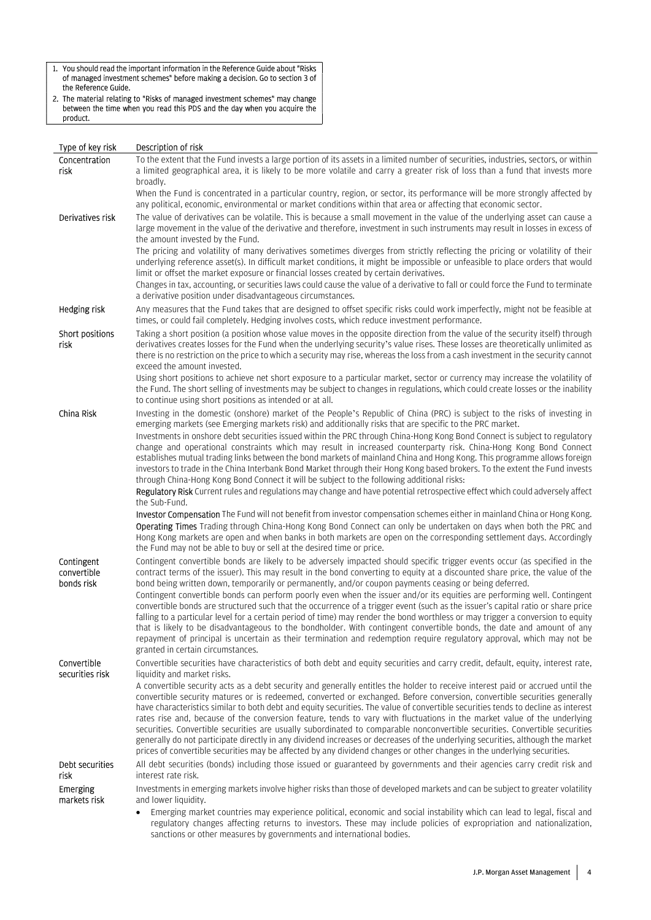1. You should read the important information in the Reference Guide about "Risks of managed investment schemes" before making a decision. Go to section 3 of the Reference Guide.
2. The material relating to "Risks of managed investment schemes" may change between the time when you read this PDS and the day when you acquire the product.

| Type of key risk | Description of risk |
|---|---|
| Concentration risk | To the extent that the Fund invests a large portion of its assets in a limited number of securities, industries, sectors, or within a limited geographical area, it is likely to be more volatile and carry a greater risk of loss than a fund that invests more broadly.<br>When the Fund is concentrated in a particular country, region, or sector, its performance will be more strongly affected by any political, economic, environmental or market conditions within that area or affecting that economic sector. |
| Derivatives risk | The value of derivatives can be volatile. This is because a small movement in the value of the underlying asset can cause a large movement in the value of the derivative and therefore, investment in such instruments may result in losses in excess of the amount invested by the Fund.<br>The pricing and volatility of many derivatives sometimes diverges from strictly reflecting the pricing or volatility of their underlying reference asset(s). In difficult market conditions, it might be impossible or unfeasible to place orders that would limit or offset the market exposure or financial losses created by certain derivatives.<br>Changes in tax, accounting, or securities laws could cause the value of a derivative to fall or could force the Fund to terminate a derivative position under disadvantageous circumstances. |
| Hedging risk | Any measures that the Fund takes that are designed to offset specific risks could work imperfectly, might not be feasible at times, or could fail completely. Hedging involves costs, which reduce investment performance. |
| Short positions risk | Taking a short position (a position whose value moves in the opposite direction from the value of the security itself) through derivatives creates losses for the Fund when the underlying security's value rises. These losses are theoretically unlimited as there is no restriction on the price to which a security may rise, whereas the loss from a cash investment in the security cannot exceed the amount invested.<br>Using short positions to achieve net short exposure to a particular market, sector or currency may increase the volatility of the Fund. The short selling of investments may be subject to changes in regulations, which could create losses or the inability to continue using short positions as intended or at all. |
| China Risk | Investing in the domestic (onshore) market of the People's Republic of China (PRC) is subject to the risks of investing in emerging markets (see Emerging markets risk) and additionally risks that are specific to the PRC market.<br>Investments in onshore debt securities issued within the PRC through China-Hong Kong Bond Connect is subject to regulatory change and operational constraints which may result in increased counterparty risk. China-Hong Kong Bond Connect establishes mutual trading links between the bond markets of mainland China and Hong Kong. This programme allows foreign investors to trade in the China Interbank Bond Market through their Hong Kong based brokers. To the extent the Fund invests through China-Hong Kong Bond Connect it will be subject to the following additional risks:<br>**Regulatory Risk** Current rules and regulations may change and have potential retrospective effect which could adversely affect the Sub-Fund.<br>**Investor Compensation** The Fund will not benefit from investor compensation schemes either in mainland China or Hong Kong.<br>**Operating Times** Trading through China-Hong Kong Bond Connect can only be undertaken on days when both the PRC and Hong Kong markets are open and when banks in both markets are open on the corresponding settlement days. Accordingly the Fund may not be able to buy or sell at the desired time or price. |
| Contingent convertible bonds risk | Contingent convertible bonds are likely to be adversely impacted should specific trigger events occur (as specified in the contract terms of the issuer). This may result in the bond converting to equity at a discounted share price, the value of the bond being written down, temporarily or permanently, and/or coupon payments ceasing or being deferred.<br>Contingent convertible bonds can perform poorly even when the issuer and/or its equities are performing well. Contingent convertible bonds are structured such that the occurrence of a trigger event (such as the issuer's capital ratio or share price falling to a particular level for a certain period of time) may render the bond worthless or may trigger a conversion to equity that is likely to be disadvantageous to the bondholder. With contingent convertible bonds, the date and amount of any repayment of principal is uncertain as their termination and redemption require regulatory approval, which may not be granted in certain circumstances. |
| Convertible securities risk | Convertible securities have characteristics of both debt and equity securities and carry credit, default, equity, interest rate, liquidity and market risks.<br>A convertible security acts as a debt security and generally entitles the holder to receive interest paid or accrued until the convertible security matures or is redeemed, converted or exchanged. Before conversion, convertible securities generally have characteristics similar to both debt and equity securities. The value of convertible securities tends to decline as interest rates rise and, because of the conversion feature, tends to vary with fluctuations in the market value of the underlying securities. Convertible securities are usually subordinated to comparable nonconvertible securities. Convertible securities generally do not participate directly in any dividend increases or decreases of the underlying securities, although the market prices of convertible securities may be affected by any dividend changes or other changes in the underlying securities. |
| Debt securities risk | All debt securities (bonds) including those issued or guaranteed by governments and their agencies carry credit risk and interest rate risk. |
| Emerging markets risk | Investments in emerging markets involve higher risks than those of developed markets and can be subject to greater volatility and lower liquidity.<br>• Emerging market countries may experience political, economic and social instability which can lead to legal, fiscal and regulatory changes affecting returns to investors. These may include policies of expropriation and nationalization, sanctions or other measures by governments and international bodies. |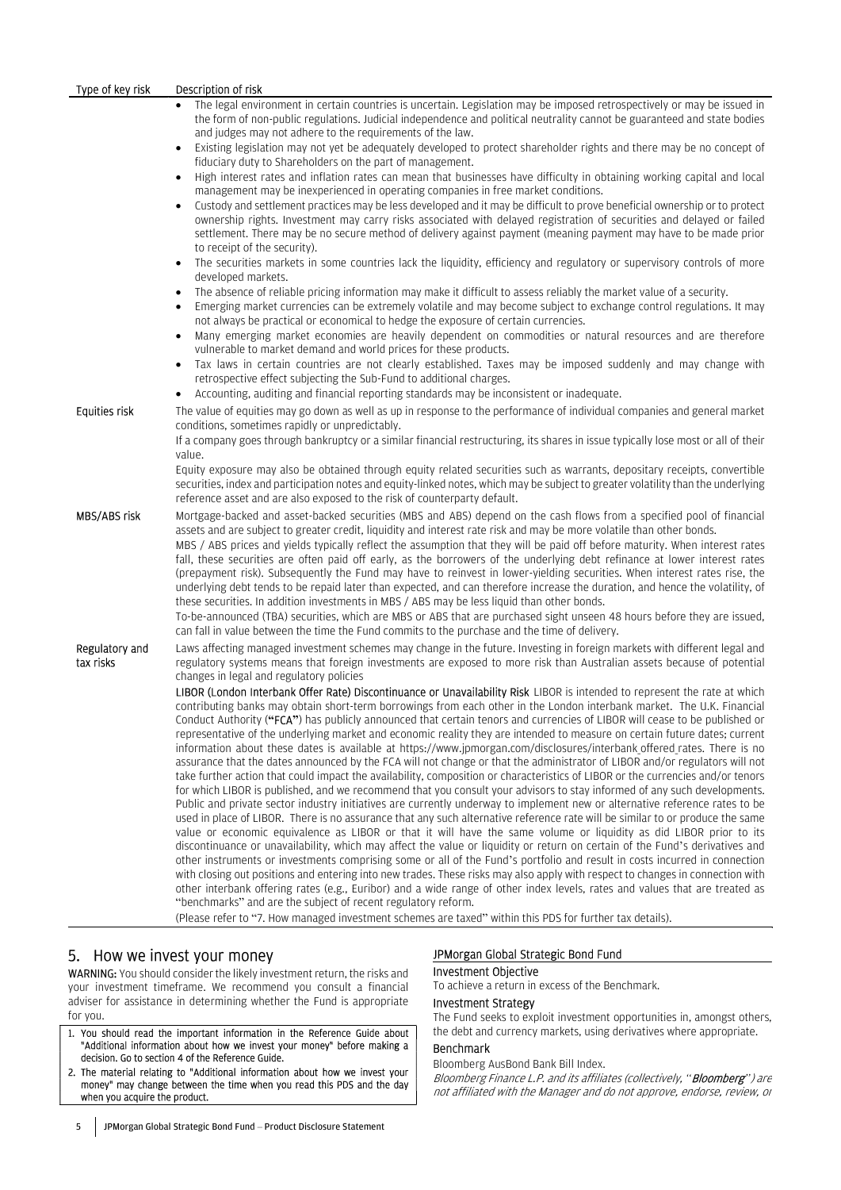| Type of key risk | Description of risk |
|---|---|
| | • The legal environment in certain countries is uncertain. Legislation may be imposed retrospectively or may be issued in the form of non-public regulations. Judicial independence and political neutrality cannot be guaranteed and state bodies and judges may not adhere to the requirements of the law.<br>• Existing legislation may not yet be adequately developed to protect shareholder rights and there may be no concept of fiduciary duty to Shareholders on the part of management.<br>• High interest rates and inflation rates can mean that businesses have difficulty in obtaining working capital and local management may be inexperienced in operating companies in free market conditions.<br>• Custody and settlement practices may be less developed and it may be difficult to prove beneficial ownership or to protect ownership rights. Investment may carry risks associated with delayed registration of securities and delayed or failed settlement. There may be no secure method of delivery against payment (meaning payment may have to be made prior to receipt of the security).<br>• The securities markets in some countries lack the liquidity, efficiency and regulatory or supervisory controls of more developed markets.<br>• The absence of reliable pricing information may make it difficult to assess reliably the market value of a security.<br>• Emerging market currencies can be extremely volatile and may become subject to exchange control regulations. It may not always be practical or economical to hedge the exposure of certain currencies.<br>• Many emerging market economies are heavily dependent on commodities or natural resources and are therefore vulnerable to market demand and world prices for these products.<br>• Tax laws in certain countries are not clearly established. Taxes may be imposed suddenly and may change with retrospective effect subjecting the Sub-Fund to additional charges.<br>• Accounting, auditing and financial reporting standards may be inconsistent or inadequate. |
| Equities risk | The value of equities may go down as well as up in response to the performance of individual companies and general market conditions, sometimes rapidly or unpredictably.<br>If a company goes through bankruptcy or a similar financial restructuring, its shares in issue typically lose most or all of their value.<br>Equity exposure may also be obtained through equity related securities such as warrants, depositary receipts, convertible securities, index and participation notes and equity-linked notes, which may be subject to greater volatility than the underlying reference asset and are also exposed to the risk of counterparty default. |
| MBS/ABS risk | Mortgage-backed and asset-backed securities (MBS and ABS) depend on the cash flows from a specified pool of financial assets and are subject to greater credit, liquidity and interest rate risk and may be more volatile than other bonds.<br>MBS / ABS prices and yields typically reflect the assumption that they will be paid off before maturity. When interest rates fall, these securities are often paid off early, as the borrowers of the underlying debt refinance at lower interest rates (prepayment risk). Subsequently the Fund may have to reinvest in lower-yielding securities. When interest rates rise, the underlying debt tends to be repaid later than expected, and can therefore increase the duration, and hence the volatility, of these securities. In addition investments in MBS / ABS may be less liquid than other bonds.<br>To-be-announced (TBA) securities, which are MBS or ABS that are purchased sight unseen 48 hours before they are issued, can fall in value between the time the Fund commits to the purchase and the time of delivery. |
| Regulatory and tax risks | Laws affecting managed investment schemes may change in the future. Investing in foreign markets with different legal and regulatory systems means that foreign investments are exposed to more risk than Australian assets because of potential changes in legal and regulatory policies<br>**LIBOR (London Interbank Offer Rate) Discontinuance or Unavailability Risk** LIBOR is intended to represent the rate at which contributing banks may obtain short-term borrowings from each other in the London interbank market. The U.K. Financial Conduct Authority (**"FCA"**) has publicly announced that certain tenors and currencies of LIBOR will cease to be published or representative of the underlying market and economic reality they are intended to measure on certain future dates; current information about these dates is available at https://www.jpmorgan.com/disclosures/interbank_offered_rates. There is no assurance that the dates announced by the FCA will not change or that the administrator of LIBOR and/or regulators will not take further action that could impact the availability, composition or characteristics of LIBOR or the currencies and/or tenors for which LIBOR is published, and we recommend that you consult your advisors to stay informed of any such developments. Public and private sector industry initiatives are currently underway to implement new or alternative reference rates to be used in place of LIBOR. There is no assurance that any such alternative reference rate will be similar to or produce the same value or economic equivalence as LIBOR or that it will have the same volume or liquidity as did LIBOR prior to its discontinuance or unavailability, which may affect the value or liquidity or return on certain of the Fund's derivatives and other instruments or investments comprising some or all of the Fund's portfolio and result in costs incurred in connection with closing out positions and entering into new trades. These risks may also apply with respect to changes in connection with other interbank offering rates (e.g., Euribor) and a wide range of other index levels, rates and values that are treated as "benchmarks" and are the subject of recent regulatory reform.<br>(Please refer to "7. How managed investment schemes are taxed" within this PDS for further tax details). |

## 5. How we invest your money

**WARNING:** You should consider the likely investment return, the risks and your investment timeframe. We recommend you consult a financial adviser for assistance in determining whether the Fund is appropriate for you.

1. You should read the important information in the Reference Guide about "Additional information about how we invest your money" before making a decision. Go to section 4 of the Reference Guide.
2. The material relating to "Additional information about how we invest your money" may change between the time when you read this PDS and the day when you acquire the product.

### JPMorgan Global Strategic Bond Fund

**Investment Objective**

To achieve a return in excess of the Benchmark.

**Investment Strategy**

The Fund seeks to exploit investment opportunities in, amongst others, the debt and currency markets, using derivatives where appropriate.

**Benchmark**

Bloomberg AusBond Bank Bill Index.

*Bloomberg Finance L.P. and its affiliates (collectively, "**Bloomberg**") are not affiliated with the Manager and do not approve, endorse, review, or*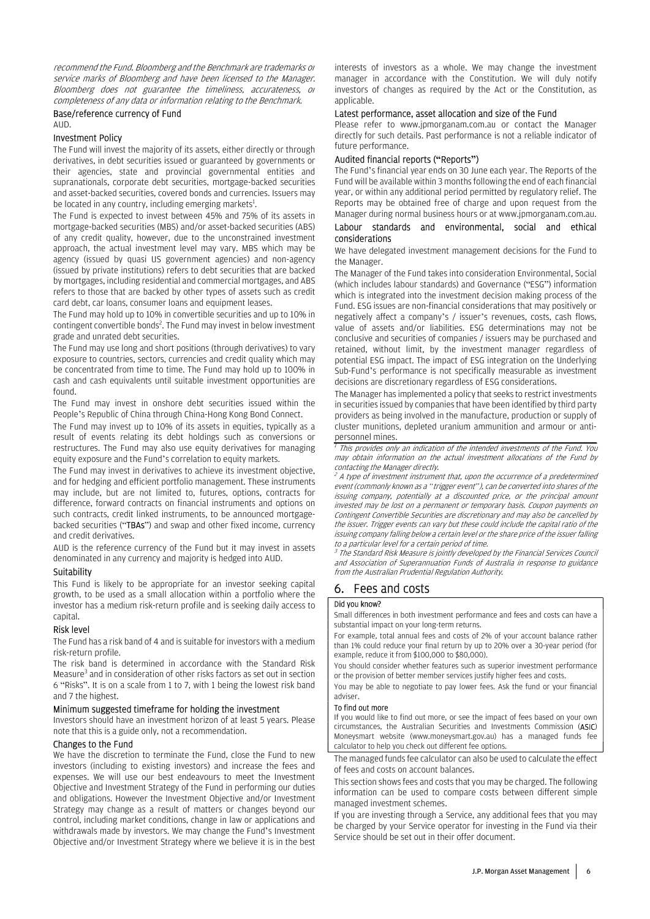*recommend the Fund. Bloomberg and the Benchmark are trademarks or service marks of Bloomberg and have been licensed to the Manager. Bloomberg does not guarantee the timeliness, accurateness, or completeness of any data or information relating to the Benchmark.*

### Base/reference currency of Fund

AUD.

### Investment Policy

The Fund will invest the majority of its assets, either directly or through derivatives, in debt securities issued or guaranteed by governments or their agencies, state and provincial governmental entities and supranationals, corporate debt securities, mortgage-backed securities and asset-backed securities, covered bonds and currencies. Issuers may be located in any country, including emerging markets[1].

The Fund is expected to invest between 45% and 75% of its assets in mortgage-backed securities (MBS) and/or asset-backed securities (ABS) of any credit quality, however, due to the unconstrained investment approach, the actual investment level may vary. MBS which may be agency (issued by quasi US government agencies) and non-agency (issued by private institutions) refers to debt securities that are backed by mortgages, including residential and commercial mortgages, and ABS refers to those that are backed by other types of assets such as credit card debt, car loans, consumer loans and equipment leases.

The Fund may hold up to 10% in convertible securities and up to 10% in contingent convertible bonds[2]. The Fund may invest in below investment grade and unrated debt securities.

The Fund may use long and short positions (through derivatives) to vary exposure to countries, sectors, currencies and credit quality which may be concentrated from time to time. The Fund may hold up to 100% in cash and cash equivalents until suitable investment opportunities are found.

The Fund may invest in onshore debt securities issued within the People's Republic of China through China-Hong Kong Bond Connect.

The Fund may invest up to 10% of its assets in equities, typically as a result of events relating its debt holdings such as conversions or restructures. The Fund may also use equity derivatives for managing equity exposure and the Fund's correlation to equity markets.

The Fund may invest in derivatives to achieve its investment objective, and for hedging and efficient portfolio management. These instruments may include, but are not limited to, futures, options, contracts for difference, forward contracts on financial instruments and options on such contracts, credit linked instruments, to be announced mortgage-backed securities ("**TBAs**") and swap and other fixed income, currency and credit derivatives.

AUD is the reference currency of the Fund but it may invest in assets denominated in any currency and majority is hedged into AUD.

### Suitability

This Fund is likely to be appropriate for an investor seeking capital growth, to be used as a small allocation within a portfolio where the investor has a medium risk-return profile and is seeking daily access to capital.

### Risk level

The Fund has a risk band of 4 and is suitable for investors with a medium risk-return profile.

The risk band is determined in accordance with the Standard Risk Measure[3] and in consideration of other risks factors as set out in section 6 "Risks". It is on a scale from 1 to 7, with 1 being the lowest risk band and 7 the highest.

### Minimum suggested timeframe for holding the investment

Investors should have an investment horizon of at least 5 years. Please note that this is a guide only, not a recommendation.

### Changes to the Fund

We have the discretion to terminate the Fund, close the Fund to new investors (including to existing investors) and increase the fees and expenses. We will use our best endeavours to meet the Investment Objective and Investment Strategy of the Fund in performing our duties and obligations. However the Investment Objective and/or Investment Strategy may change as a result of matters or changes beyond our control, including market conditions, change in law or applications and withdrawals made by investors. We may change the Fund's Investment Objective and/or Investment Strategy where we believe it is in the best interests of investors as a whole. We may change the investment manager in accordance with the Constitution. We will duly notify investors of changes as required by the Act or the Constitution, as applicable.

### Latest performance, asset allocation and size of the Fund

Please refer to www.jpmorganam.com.au or contact the Manager directly for such details. Past performance is not a reliable indicator of future performance.

### Audited financial reports ("Reports")

The Fund's financial year ends on 30 June each year. The Reports of the Fund will be available within 3 months following the end of each financial year, or within any additional period permitted by regulatory relief. The Reports may be obtained free of charge and upon request from the Manager during normal business hours or at www.jpmorganam.com.au.

### Labour standards and environmental, social and ethical considerations

We have delegated investment management decisions for the Fund to the Manager.

The Manager of the Fund takes into consideration Environmental, Social (which includes labour standards) and Governance ("ESG") information which is integrated into the investment decision making process of the Fund. ESG issues are non-financial considerations that may positively or negatively affect a company's / issuer's revenues, costs, cash flows, value of assets and/or liabilities. ESG determinations may not be conclusive and securities of companies / issuers may be purchased and retained, without limit, by the investment manager regardless of potential ESG impact. The impact of ESG integration on the Underlying Sub-Fund's performance is not specifically measurable as investment decisions are discretionary regardless of ESG considerations.

The Manager has implemented a policy that seeks to restrict investments in securities issued by companies that have been identified by third party providers as being involved in the manufacture, production or supply of cluster munitions, depleted uranium ammunition and armour or anti-personnel mines.

---

*[1] This provides only an indication of the intended investments of the Fund. You may obtain information on the actual investment allocations of the Fund by contacting the Manager directly.*

*[2] A type of investment instrument that, upon the occurrence of a predetermined event (commonly known as a "trigger event"), can be converted into shares of the issuing company, potentially at a discounted price, or the principal amount invested may be lost on a permanent or temporary basis. Coupon payments on Contingent Convertible Securities are discretionary and may also be cancelled by the issuer. Trigger events can vary but these could include the capital ratio of the issuing company falling below a certain level or the share price of the issuer falling to a particular level for a certain period of time.*

*[3] The Standard Risk Measure is jointly developed by the Financial Services Council and Association of Superannuation Funds of Australia in response to guidance from the Australian Prudential Regulation Authority.*

## 6. Fees and costs

**Did you know?**

Small differences in both investment performance and fees and costs can have a substantial impact on your long-term returns.

For example, total annual fees and costs of 2% of your account balance rather than 1% could reduce your final return by up to 20% over a 30-year period (for example, reduce it from $100,000 to $80,000).

You should consider whether features such as superior investment performance or the provision of better member services justify higher fees and costs.

You may be able to negotiate to pay lower fees. Ask the fund or your financial adviser.

**To find out more**

If you would like to find out more, or see the impact of fees based on your own circumstances, the Australian Securities and Investments Commission (**ASIC**) Moneysmart website (www.moneysmart.gov.au) has a managed funds fee calculator to help you check out different fee options.

The managed funds fee calculator can also be used to calculate the effect of fees and costs on account balances.

This section shows fees and costs that you may be charged. The following information can be used to compare costs between different simple managed investment schemes.

If you are investing through a Service, any additional fees that you may be charged by your Service operator for investing in the Fund via their Service should be set out in their offer document.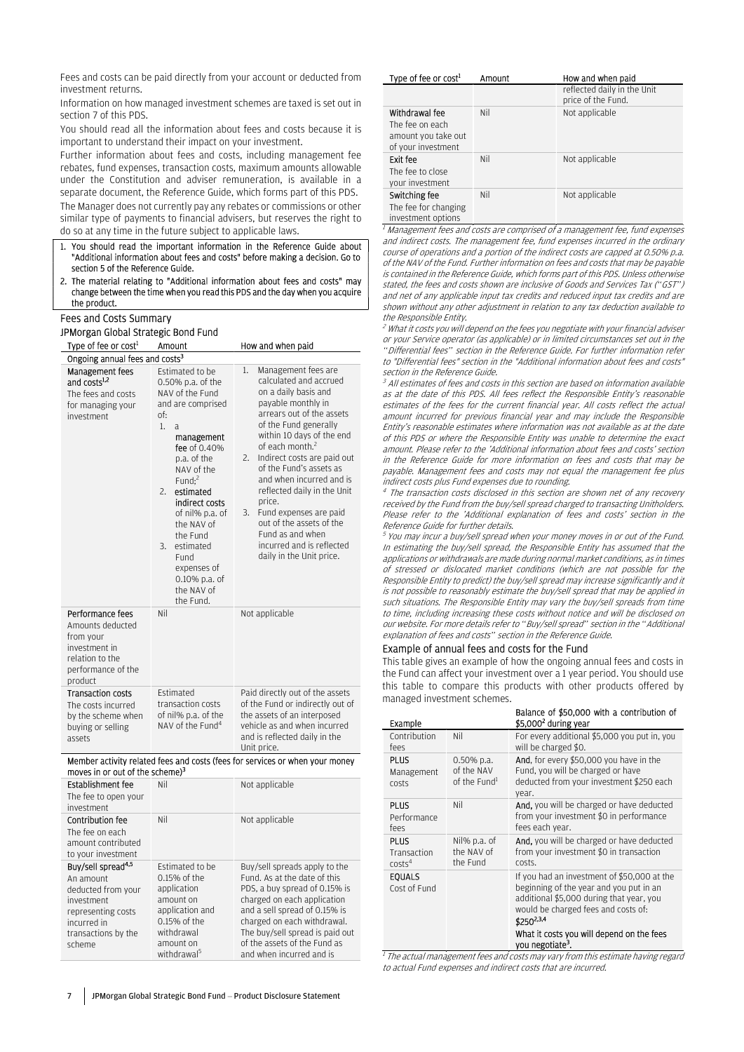Fees and costs can be paid directly from your account or deducted from investment returns.

Information on how managed investment schemes are taxed is set out in section 7 of this PDS.

You should read all the information about fees and costs because it is important to understand their impact on your investment.

Further information about fees and costs, including management fee rebates, fund expenses, transaction costs, maximum amounts allowable under the Constitution and adviser remuneration, is available in a separate document, the Reference Guide, which forms part of this PDS.

The Manager does not currently pay any rebates or commissions or other similar type of payments to financial advisers, but reserves the right to do so at any time in the future subject to applicable laws.

1. You should read the important information in the Reference Guide about "Additional information about fees and costs" before making a decision. Go to section 5 of the Reference Guide.
2. The material relating to "Additional information about fees and costs" may change between the time when you read this PDS and the day when you acquire the product.

## Fees and Costs Summary

### JPMorgan Global Strategic Bond Fund

| Type of fee or cost[1] | Amount | How and when paid |
|---|---|---|
| **Ongoing annual fees and costs[3]** | | |
| **Management fees and costs[1,2]** The fees and costs for managing your investment | Estimated to be 0.50% p.a. of the NAV of the Fund and are comprised of: 1. a **management fee** of 0.40% p.a. of the NAV of the Fund;[2] 2. **estimated indirect costs** of nil% p.a. of the NAV of the Fund 3. **estimated Fund expenses** of 0.10% p.a. of the NAV of the Fund. | 1. Management fees are calculated and accrued on a daily basis and payable monthly in arrears out of the assets of the Fund generally within 10 days of the end of each month.[2] 2. Indirect costs are paid out of the Fund's assets as and when incurred and is reflected daily in the Unit price. 3. Fund expenses are paid out of the assets of the Fund as and when incurred and is reflected daily in the Unit price. |
| **Performance fees** Amounts deducted from your investment in relation to the performance of the product | Nil | Not applicable |
| **Transaction costs** The costs incurred by the scheme when buying or selling assets | Estimated transaction costs of nil% p.a. of the NAV of the Fund[4] | Paid directly out of the assets of the Fund or indirectly out of the assets of an interposed vehicle as and when incurred and is reflected daily in the Unit price. |
| **Member activity related fees and costs (fees for services or when your money moves in or out of the scheme)[3]** | | |
| **Establishment fee** The fee to open your investment | Nil | Not applicable |
| **Contribution fee** The fee on each amount contributed to your investment | Nil | Not applicable |
| **Buy/sell spread[4,5]** An amount deducted from your investment representing costs incurred in transactions by the scheme | Estimated to be 0.15% of the application amount on application and 0.15% of the withdrawal amount on withdrawal[5] | Buy/sell spreads apply to the Fund. As at the date of this PDS, a buy spread of 0.15% is charged on each application and a sell spread of 0.15% is charged on each withdrawal. The buy/sell spread is paid out of the assets of the Fund as and when incurred and is reflected daily in the Unit price of the Fund. |
| **Withdrawal fee** The fee on each amount you take out of your investment | Nil | Not applicable |
| **Exit fee** The fee to close your investment | Nil | Not applicable |
| **Switching fee** The fee for changing investment options | Nil | Not applicable |

*[1] Management fees and costs are comprised of a management fee, fund expenses and indirect costs. The management fee, fund expenses incurred in the ordinary course of operations and a portion of the indirect costs are capped at 0.50% p.a. of the NAV of the Fund. Further information on fees and costs that may be payable is contained in the Reference Guide, which forms part of this PDS. Unless otherwise stated, the fees and costs shown are inclusive of Goods and Services Tax ("GST") and net of any applicable input tax credits and reduced input tax credits and are shown without any other adjustment in relation to any tax deduction available to the Responsible Entity.*

*[2] What it costs you will depend on the fees you negotiate with your financial adviser or your Service operator (as applicable) or in limited circumstances set out in the "Differential fees" section in the Reference Guide. For further information refer to "Differential fees" section in the "Additional information about fees and costs" section in the Reference Guide.*

*[3] All estimates of fees and costs in this section are based on information available as at the date of this PDS. All fees reflect the Responsible Entity's reasonable estimates of the fees for the current financial year. All costs reflect the actual amount incurred for previous financial year and may include the Responsible Entity's reasonable estimates where information was not available as at the date of this PDS or where the Responsible Entity was unable to determine the exact amount. Please refer to the 'Additional information about fees and costs' section in the Reference Guide for more information on fees and costs that may be payable. Management fees and costs may not equal the management fee plus indirect costs plus Fund expenses due to rounding.*

*[4] The transaction costs disclosed in this section are shown net of any recovery received by the Fund from the buy/sell spread charged to transacting Unitholders. Please refer to the 'Additional explanation of fees and costs' section in the Reference Guide for further details.*

*[5] You may incur a buy/sell spread when your money moves in or out of the Fund. In estimating the buy/sell spread, the Responsible Entity has assumed that the applications or withdrawals are made during normal market conditions, as in times of stressed or dislocated market conditions (which are not possible for the Responsible Entity to predict) the buy/sell spread may increase significantly and it is not possible to reasonably estimate the buy/sell spread that may be applied in such situations. The Responsible Entity may vary the buy/sell spreads from time to time, including increasing these costs without notice and will be disclosed on our website. For more details refer to "Buy/sell spread" section in the "Additional explanation of fees and costs" section in the Reference Guide.*

### Example of annual fees and costs for the Fund

This table gives an example of how the ongoing annual fees and costs in the Fund can affect your investment over a 1 year period. You should use this table to compare this products with other products offered by managed investment schemes.

| Example | | Balance of $50,000 with a contribution of $5,000[2] during year |
|---|---|---|
| Contribution fees | Nil | For every additional $5,000 you put in, you will be charged $0. |
| **PLUS** Management costs | 0.50% p.a. of the NAV of the Fund[1] | **And**, for every $50,000 you have in the Fund, you will be charged or have deducted from your investment $250 each year. |
| **PLUS** Performance fees | Nil | **And**, you will be charged or have deducted from your investment $0 in performance fees each year. |
| **PLUS** Transaction costs[4] | Nil% p.a. of the NAV of the Fund | **And**, you will be charged or have deducted from your investment $0 in transaction costs. |
| **EQUALS** Cost of Fund | | If you had an investment of $50,000 at the beginning of the year and you put in an additional $5,000 during that year, you would be charged fees and costs of: **$250[2,3,4]** What it costs you will depend on the fees you negotiate[3]. |

*[1] The actual management fees and costs may vary from this estimate having regard to actual Fund expenses and indirect costs that are incurred.*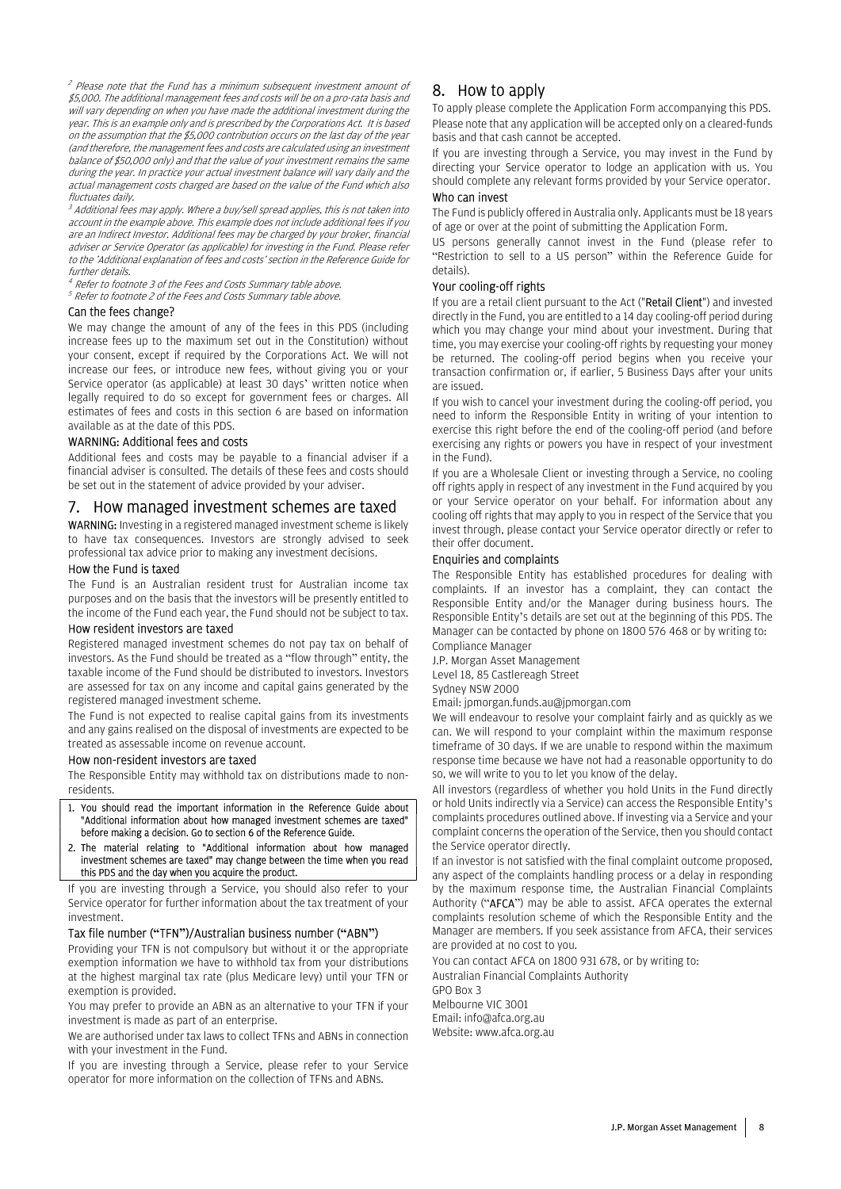[2] Please note that the Fund has a minimum subsequent investment amount of $5,000. The additional management fees and costs will be on a pro-rata basis and will vary depending on when you have made the additional investment during the year. This is an example only and is prescribed by the Corporations Act. It is based on the assumption that the $5,000 contribution occurs on the last day of the year (and therefore, the management fees and costs are calculated using an investment balance of $50,000 only) and that the value of your investment remains the same during the year. In practice your actual investment balance will vary daily and the actual management costs charged are based on the value of the Fund which also fluctuates daily.

[3] Additional fees may apply. Where a buy/sell spread applies, this is not taken into account in the example above. This example does not include additional fees if you are an Indirect Investor. Additional fees may be charged by your broker, financial adviser or Service Operator (as applicable) for investing in the Fund. Please refer to the 'Additional explanation of fees and costs' section in the Reference Guide for further details.

[4] Refer to footnote 3 of the Fees and Costs Summary table above.

[5] Refer to footnote 2 of the Fees and Costs Summary table above.

### Can the fees change?

We may change the amount of any of the fees in this PDS (including increase fees up to the maximum set out in the Constitution) without your consent, except if required by the Corporations Act. We will not increase our fees, or introduce new fees, without giving you or your Service operator (as applicable) at least 30 days' written notice when legally required to do so except for government fees or charges. All estimates of fees and costs in this section 6 are based on information available as at the date of this PDS.

### WARNING: Additional fees and costs

Additional fees and costs may be payable to a financial adviser if a financial adviser is consulted. The details of these fees and costs should be set out in the statement of advice provided by your adviser.

## 7. How managed investment schemes are taxed

**WARNING:** Investing in a registered managed investment scheme is likely to have tax consequences. Investors are strongly advised to seek professional tax advice prior to making any investment decisions.

### How the Fund is taxed

The Fund is an Australian resident trust for Australian income tax purposes and on the basis that the investors will be presently entitled to the income of the Fund each year, the Fund should not be subject to tax.

### How resident investors are taxed

Registered managed investment schemes do not pay tax on behalf of investors. As the Fund should be treated as a "flow through" entity, the taxable income of the Fund should be distributed to investors. Investors are assessed for tax on any income and capital gains generated by the registered managed investment scheme.

The Fund is not expected to realise capital gains from its investments and any gains realised on the disposal of investments are expected to be treated as assessable income on revenue account.

### How non-resident investors are taxed

The Responsible Entity may withhold tax on distributions made to non-residents.

1. You should read the important information in the Reference Guide about "Additional information about how managed investment schemes are taxed" before making a decision. Go to section 6 of the Reference Guide.
2. The material relating to "Additional information about how managed investment schemes are taxed" may change between the time when you read this PDS and the day when you acquire the product.

If you are investing through a Service, you should also refer to your Service operator for further information about the tax treatment of your investment.

### Tax file number ("TFN")/Australian business number ("ABN")

Providing your TFN is not compulsory but without it or the appropriate exemption information we have to withhold tax from your distributions at the highest marginal tax rate (plus Medicare levy) until your TFN or exemption is provided.

You may prefer to provide an ABN as an alternative to your TFN if your investment is made as part of an enterprise.

We are authorised under tax laws to collect TFNs and ABNs in connection with your investment in the Fund.

If you are investing through a Service, please refer to your Service operator for more information on the collection of TFNs and ABNs.

## 8. How to apply

To apply please complete the Application Form accompanying this PDS. Please note that any application will be accepted only on a cleared-funds basis and that cash cannot be accepted.

If you are investing through a Service, you may invest in the Fund by directing your Service operator to lodge an application with us. You should complete any relevant forms provided by your Service operator.

### Who can invest

The Fund is publicly offered in Australia only. Applicants must be 18 years of age or over at the point of submitting the Application Form.

US persons generally cannot invest in the Fund (please refer to "Restriction to sell to a US person" within the Reference Guide for details).

### Your cooling-off rights

If you are a retail client pursuant to the Act ("**Retail Client**") and invested directly in the Fund, you are entitled to a 14 day cooling-off period during which you may change your mind about your investment. During that time, you may exercise your cooling-off rights by requesting your money be returned. The cooling-off period begins when you receive your transaction confirmation or, if earlier, 5 Business Days after your units are issued.

If you wish to cancel your investment during the cooling-off period, you need to inform the Responsible Entity in writing of your intention to exercise this right before the end of the cooling-off period (and before exercising any rights or powers you have in respect of your investment in the Fund).

If you are a Wholesale Client or investing through a Service, no cooling off rights apply in respect of any investment in the Fund acquired by you or your Service operator on your behalf. For information about any cooling off rights that may apply to you in respect of the Service that you invest through, please contact your Service operator directly or refer to their offer document.

### Enquiries and complaints

The Responsible Entity has established procedures for dealing with complaints. If an investor has a complaint, they can contact the Responsible Entity and/or the Manager during business hours. The Responsible Entity's details are set out at the beginning of this PDS. The Manager can be contacted by phone on 1800 576 468 or by writing to:

Compliance Manager
J.P. Morgan Asset Management
Level 18, 85 Castlereagh Street
Sydney NSW 2000
Email: jpmorgan.funds.au@jpmorgan.com

We will endeavour to resolve your complaint fairly and as quickly as we can. We will respond to your complaint within the maximum response timeframe of 30 days. If we are unable to respond within the maximum response time because we have not had a reasonable opportunity to do so, we will write to you to let you know of the delay.

All investors (regardless of whether you hold Units in the Fund directly or hold Units indirectly via a Service) can access the Responsible Entity's complaints procedures outlined above. If investing via a Service and your complaint concerns the operation of the Service, then you should contact the Service operator directly.

If an investor is not satisfied with the final complaint outcome proposed, any aspect of the complaints handling process or a delay in responding by the maximum response time, the Australian Financial Complaints Authority ("**AFCA**") may be able to assist. AFCA operates the external complaints resolution scheme of which the Responsible Entity and the Manager are members. If you seek assistance from AFCA, their services are provided at no cost to you.

You can contact AFCA on 1800 931 678, or by writing to:

Australian Financial Complaints Authority
GPO Box 3
Melbourne VIC 3001
Email: info@afca.org.au
Website: www.afca.org.au